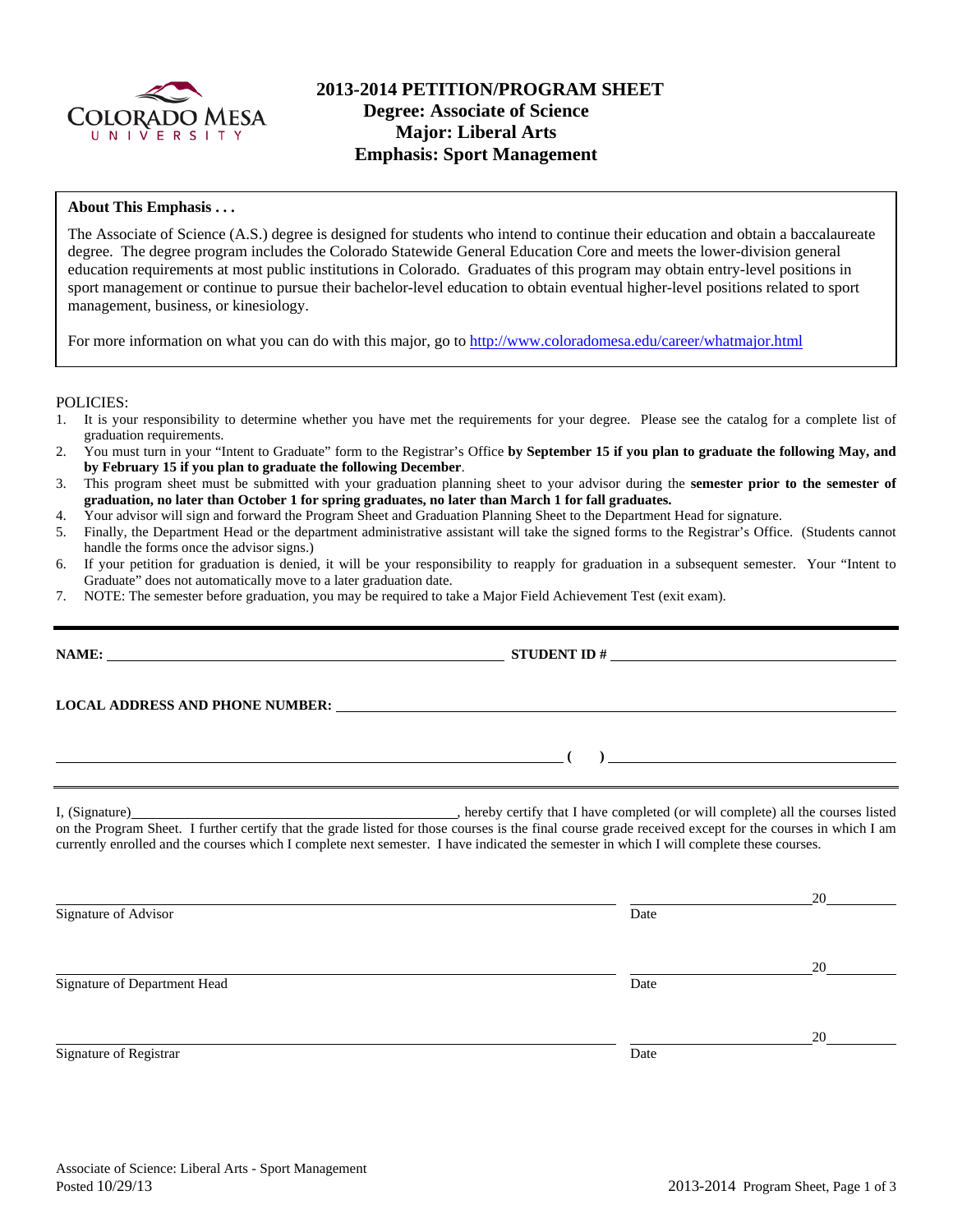# 2013-2014 PETITION/PROGRAM SHEET
## Degree: Associate of Science
## Major: Liberal Arts
## Emphasis: Sport Management

**About This Emphasis . . .**

The Associate of Science (A.S.) degree is designed for students who intend to continue their education and obtain a baccalaureate degree. The degree program includes the Colorado Statewide General Education Core and meets the lower-division general education requirements at most public institutions in Colorado. Graduates of this program may obtain entry-level positions in sport management or continue to pursue their bachelor-level education to obtain eventual higher-level positions related to sport management, business, or kinesiology.

For more information on what you can do with this major, go to http://www.coloradomesa.edu/career/whatmajor.html

POLICIES:

1. It is your responsibility to determine whether you have met the requirements for your degree. Please see the catalog for a complete list of graduation requirements.
2. You must turn in your "Intent to Graduate" form to the Registrar's Office **by September 15 if you plan to graduate the following May, and by February 15 if you plan to graduate the following December**.
3. This program sheet must be submitted with your graduation planning sheet to your advisor during the **semester prior to the semester of graduation, no later than October 1 for spring graduates, no later than March 1 for fall graduates.**
4. Your advisor will sign and forward the Program Sheet and Graduation Planning Sheet to the Department Head for signature.
5. Finally, the Department Head or the department administrative assistant will take the signed forms to the Registrar's Office. (Students cannot handle the forms once the advisor signs.)
6. If your petition for graduation is denied, it will be your responsibility to reapply for graduation in a subsequent semester. Your "Intent to Graduate" does not automatically move to a later graduation date.
7. NOTE: The semester before graduation, you may be required to take a Major Field Achievement Test (exit exam).

---

**NAME:** ______________________________ **STUDENT ID #** ______________________________

**LOCAL ADDRESS AND PHONE NUMBER:** ______________________________

______________________________ **( )** ______________________________

---

I, (Signature)______________________________, hereby certify that I have completed (or will complete) all the courses listed on the Program Sheet. I further certify that the grade listed for those courses is the final course grade received except for the courses in which I am currently enrolled and the courses which I complete next semester. I have indicated the semester in which I will complete these courses.

______________________________ ______________20______
Signature of Advisor Date

______________________________ ______________20______
Signature of Department Head Date

______________________________ ______________20______
Signature of Registrar Date

Associate of Science: Liberal Arts - Sport Management
Posted 10/29/13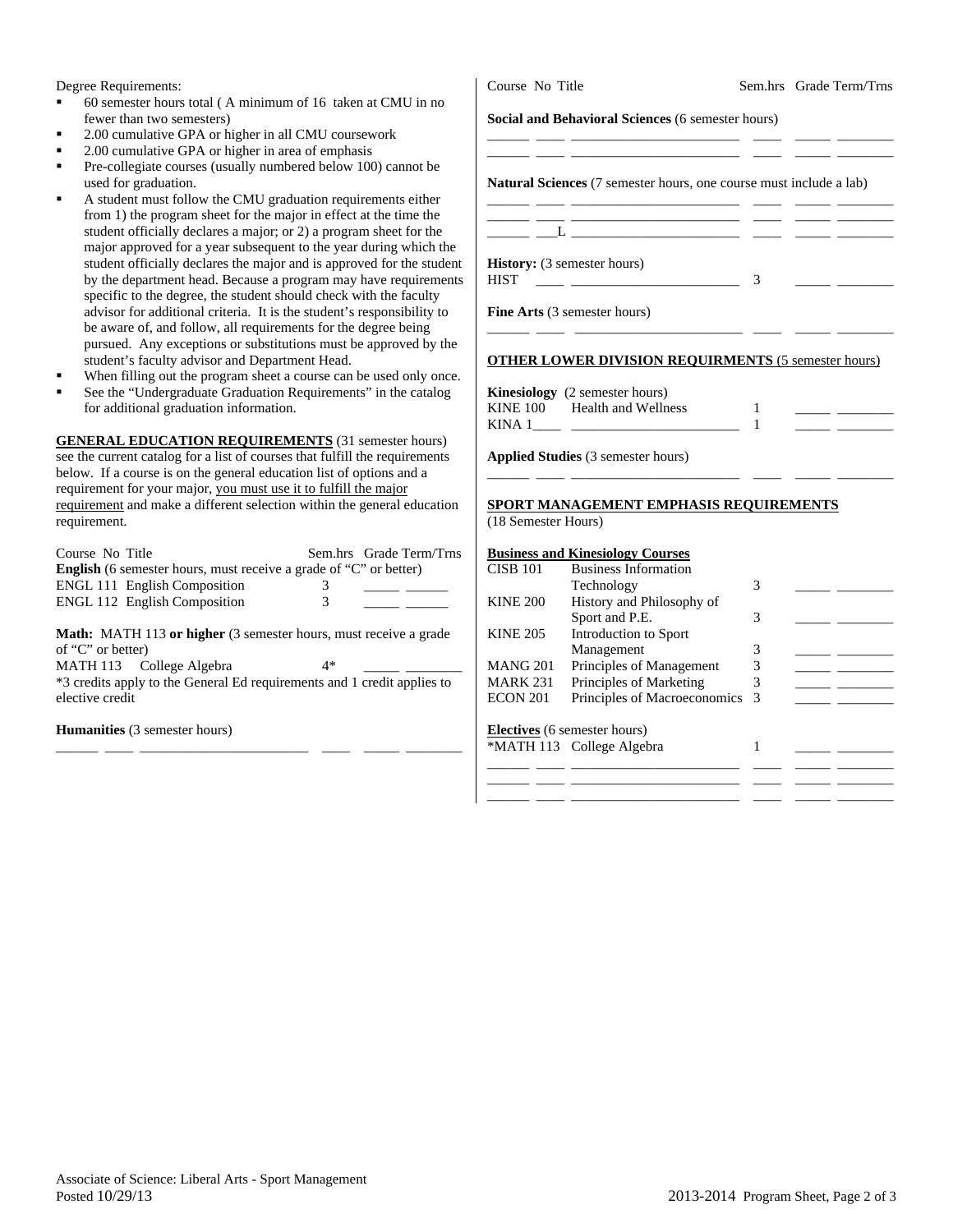Degree Requirements:

- 60 semester hours total ( A minimum of 16 taken at CMU in no fewer than two semesters)
- 2.00 cumulative GPA or higher in all CMU coursework
- 2.00 cumulative GPA or higher in area of emphasis
- Pre-collegiate courses (usually numbered below 100) cannot be used for graduation.
- A student must follow the CMU graduation requirements either from 1) the program sheet for the major in effect at the time the student officially declares a major; or 2) a program sheet for the major approved for a year subsequent to the year during which the student officially declares the major and is approved for the student by the department head. Because a program may have requirements specific to the degree, the student should check with the faculty advisor for additional criteria. It is the student's responsibility to be aware of, and follow, all requirements for the degree being pursued. Any exceptions or substitutions must be approved by the student's faculty advisor and Department Head.
- When filling out the program sheet a course can be used only once.
- See the "Undergraduate Graduation Requirements" in the catalog for additional graduation information.

**GENERAL EDUCATION REQUIREMENTS** (31 semester hours) see the current catalog for a list of courses that fulfill the requirements below. If a course is on the general education list of options and a requirement for your major, you must use it to fulfill the major requirement and make a different selection within the general education requirement.

| Course No Title | Sem.hrs | Grade Term/Trns |
|---|---|---|
| **English** (6 semester hours, must receive a grade of "C" or better) | | |
| ENGL 111 English Composition | 3 | _____ ______ |
| ENGL 112 English Composition | 3 | _____ ______ |

**Math:** MATH 113 **or higher** (3 semester hours, must receive a grade of "C" or better)

| | | |
|---|---|---|
| MATH 113 College Algebra | 4* | _____ ________ |

*3 credits apply to the General Ed requirements and 1 credit applies to elective credit

**Humanities** (3 semester hours)

______ ____ _______________________ ____ _____ ________

| Course No Title | Sem.hrs | Grade Term/Trns |
|---|---|---|

**Social and Behavioral Sciences** (6 semester hours)

______ ____ _______________________ ____ _____ ________
______ ____ _______________________ ____ _____ ________

**Natural Sciences** (7 semester hours, one course must include a lab)

______ ____ _______________________ ____ _____ ________
______ ____ _______________________ ____ _____ ________
______ ___L _______________________ ____ _____ ________

**History:** (3 semester hours)

HIST ____ ________________________ 3 _____ ________

**Fine Arts** (3 semester hours)

______ ____ _______________________ ____ _____ ________

**OTHER LOWER DIVISION REQUIRMENTS** (5 semester hours)

**Kinesiology** (2 semester hours)

| | | | |
|---|---|---|---|
| KINE 100 | Health and Wellness | 1 | _____ ________ |
| KINA 1____ | ________________________ | 1 | _____ ________ |

**Applied Studies** (3 semester hours)

______ ____ _______________________ ____ _____ ________

**SPORT MANAGEMENT EMPHASIS REQUIREMENTS**
(18 Semester Hours)

**Business and Kinesiology Courses**

| | | | |
|---|---|---|---|
| CISB 101 | Business Information Technology | 3 | _____ ________ |
| KINE 200 | History and Philosophy of Sport and P.E. | 3 | _____ ________ |
| KINE 205 | Introduction to Sport Management | 3 | _____ ________ |
| MANG 201 | Principles of Management | 3 | _____ ________ |
| MARK 231 | Principles of Marketing | 3 | _____ ________ |
| ECON 201 | Principles of Macroeconomics | 3 | _____ ________ |

**Electives** (6 semester hours)

| | | | |
|---|---|---|---|
| *MATH 113 | College Algebra | 1 | _____ ________ |
| ______ ____ | _______________________ | ____ | _____ ________ |
| ______ ____ | _______________________ | ____ | _____ ________ |
| ______ ____ | _______________________ | ____ | _____ ________ |

Associate of Science: Liberal Arts - Sport Management
Posted 10/29/13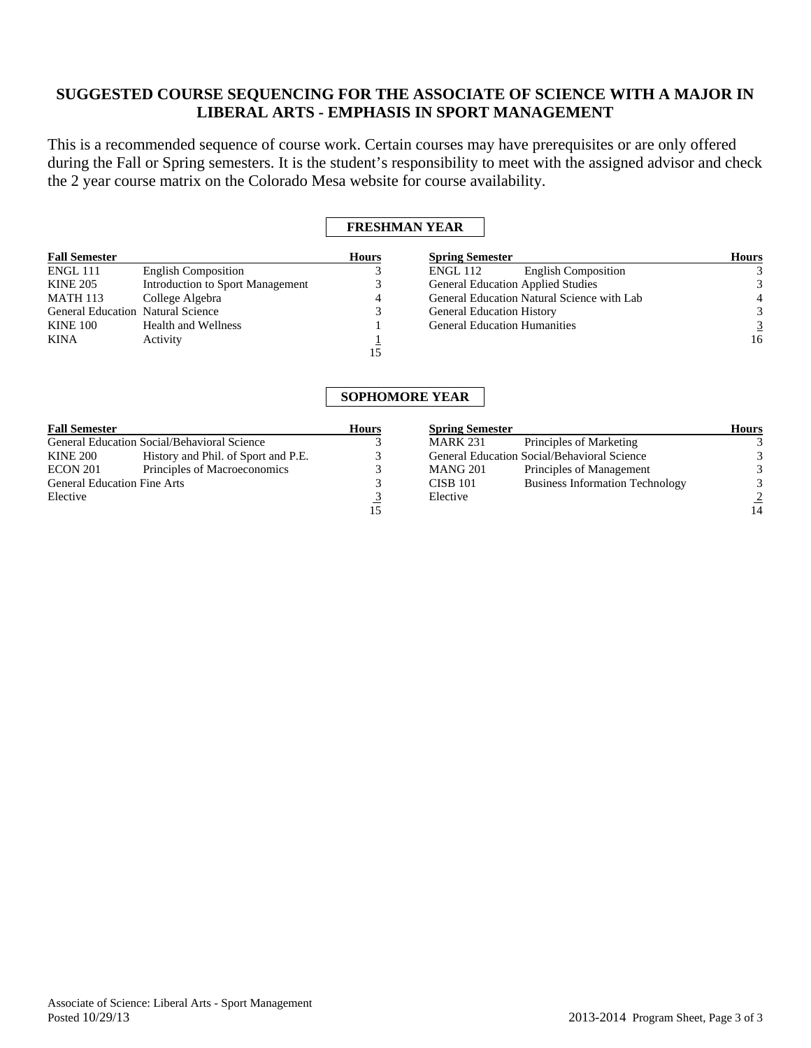## SUGGESTED COURSE SEQUENCING FOR THE ASSOCIATE OF SCIENCE WITH A MAJOR IN LIBERAL ARTS - EMPHASIS IN SPORT MANAGEMENT

This is a recommended sequence of course work. Certain courses may have prerequisites or are only offered during the Fall or Spring semesters. It is the student's responsibility to meet with the assigned advisor and check the 2 year course matrix on the Colorado Mesa website for course availability.

### FRESHMAN YEAR

| Fall Semester | | Hours |
|---|---|---|
| ENGL 111 | English Composition | 3 |
| KINE 205 | Introduction to Sport Management | 3 |
| MATH 113 | College Algebra | 4 |
| General Education | Natural Science | 3 |
| KINE 100 | Health and Wellness | 1 |
| KINA | Activity | 1 |
| | | 15 |

| Spring Semester | | Hours |
|---|---|---|
| ENGL 112 | English Composition | 3 |
| General Education Applied Studies | | 3 |
| General Education Natural Science with Lab | | 4 |
| General Education History | | 3 |
| General Education Humanities | | 3 |
| | | 16 |

### SOPHOMORE YEAR

| Fall Semester | | Hours |
|---|---|---|
| General Education Social/Behavioral Science | | 3 |
| KINE 200 | History and Phil. of Sport and P.E. | 3 |
| ECON 201 | Principles of Macroeconomics | 3 |
| General Education Fine Arts | | 3 |
| Elective | | 3 |
| | | 15 |

| Spring Semester | | Hours |
|---|---|---|
| MARK 231 | Principles of Marketing | 3 |
| General Education Social/Behavioral Science | | 3 |
| MANG 201 | Principles of Management | 3 |
| CISB 101 | Business Information Technology | 3 |
| Elective | | 2 |
| | | 14 |

Associate of Science: Liberal Arts - Sport Management
Posted 10/29/13

2013-2014 Program Sheet